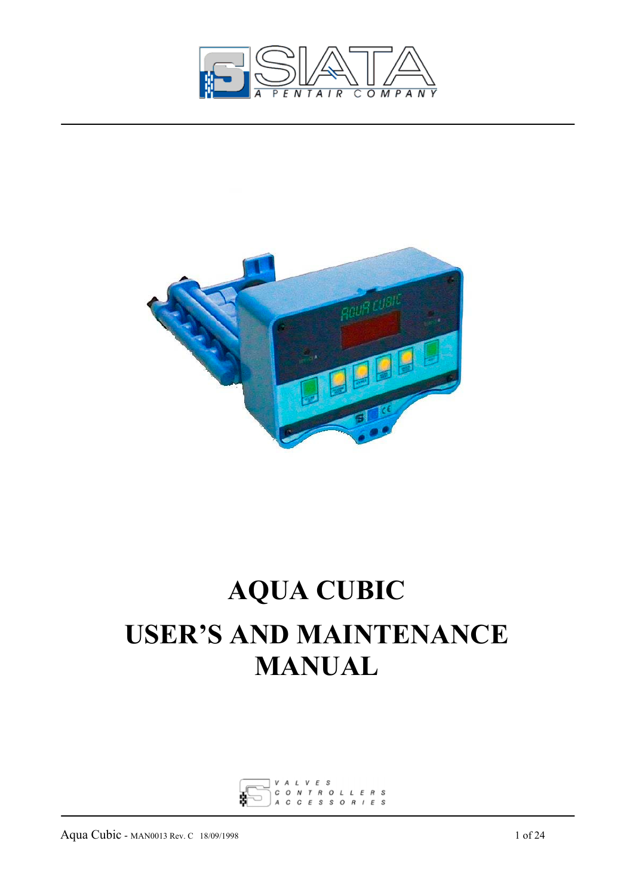SIATA

A PENTAIR COMPANY

# AQUA CUBIC

# USER'S AND MAINTENANCE MANUAL

VALVES
CONTROLLERS
ACCESSORIES

Aqua Cubic - MAN0013 Rev. C 18/09/1998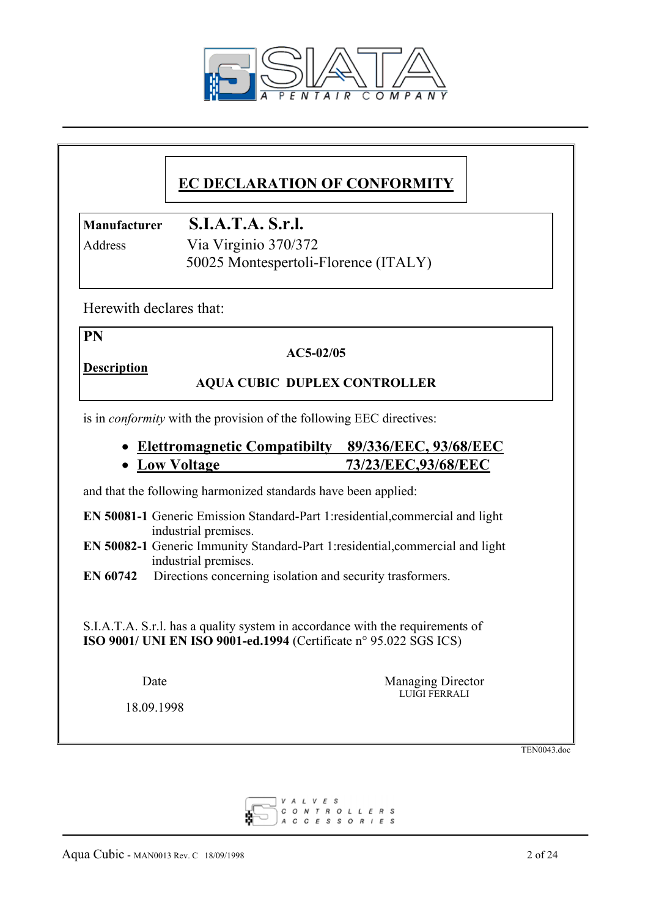# EC DECLARATION OF CONFORMITY

**Manufacturer** **S.I.A.T.A. S.r.l.**
Address Via Virginio 370/372
50025 Montespertoli-Florence (ITALY)

Herewith declares that:

**PN**
**AC5-02/05**

**Description**
**AQUA CUBIC DUPLEX CONTROLLER**

is in *conformity* with the provision of the following EEC directives:

- **Elettromagnetic Compatibilty 89/336/EEC, 93/68/EEC**
- **Low Voltage 73/23/EEC,93/68/EEC**

and that the following harmonized standards have been applied:

**EN 50081-1** Generic Emission Standard-Part 1:residential,commercial and light industrial premises.
**EN 50082-1** Generic Immunity Standard-Part 1:residential,commercial and light industrial premises.
**EN 60742** Directions concerning isolation and security trasformers.

S.I.A.T.A. S.r.l. has a quality system in accordance with the requirements of **ISO 9001/ UNI EN ISO 9001-ed.1994** (Certificate n° 95.022 SGS ICS)

Date
18.09.1998

Managing Director
LUIGI FERRALI

TEN0043.doc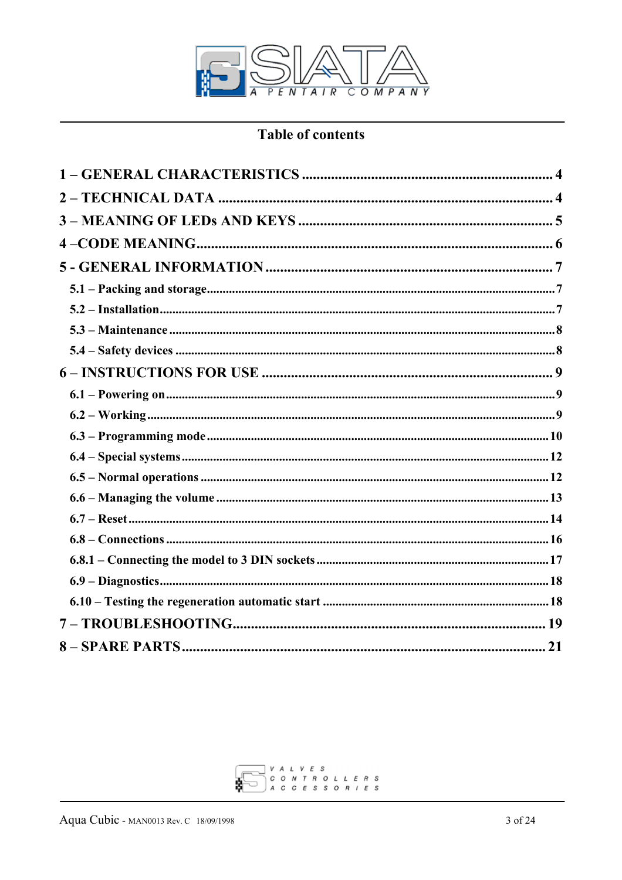## Table of contents

**1 – GENERAL CHARACTERISTICS .................................................................... 4**

**2 – TECHNICAL DATA ............................................................................................ 4**

**3 – MEANING OF LEDs AND KEYS ...................................................................... 5**

**4 –CODE MEANING................................................................................................. 6**

**5 - GENERAL INFORMATION ............................................................................... 7**

- **5.1 – Packing and storage.............................................................................................7**
- **5.2 – Installation............................................................................................................7**
- **5.3 – Maintenance ........................................................................................................8**
- **5.4 – Safety devices ......................................................................................................8**

**6 – INSTRUCTIONS FOR USE ................................................................................ 9**

- **6.1 – Powering on.........................................................................................................9**
- **6.2 – Working................................................................................................................9**
- **6.3 – Programming mode.............................................................................................10**
- **6.4 – Special systems...................................................................................................12**
- **6.5 – Normal operations .............................................................................................12**
- **6.6 – Managing the volume ........................................................................................13**
- **6.7 – Reset...................................................................................................................14**
- **6.8 – Connections ........................................................................................................16**
- **6.8.1 – Connecting the model to 3 DIN sockets ........................................................17**
- **6.9 – Diagnostics..........................................................................................................18**
- **6.10 – Testing the regeneration automatic start ...........................................................18**

**7 – TROUBLESHOOTING...................................................................................... 19**

**8 – SPARE PARTS................................................................................................... 21**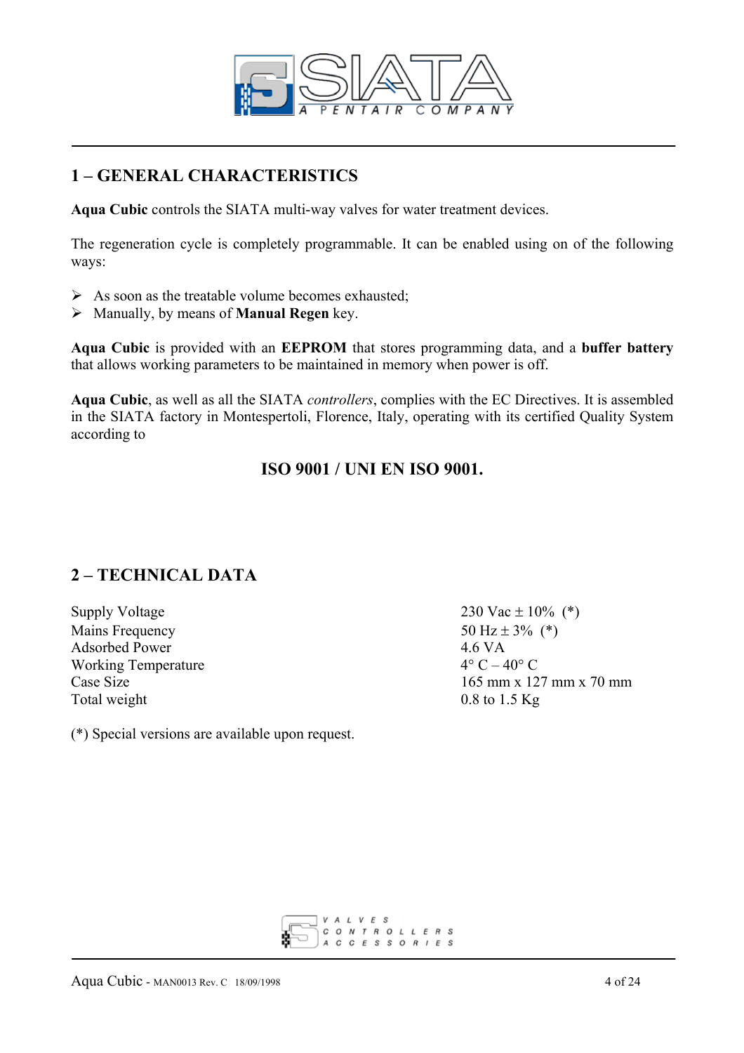## 1 – GENERAL CHARACTERISTICS

**Aqua Cubic** controls the SIATA multi-way valves for water treatment devices.

The regeneration cycle is completely programmable. It can be enabled using on of the following ways:

- As soon as the treatable volume becomes exhausted;
- Manually, by means of **Manual Regen** key.

**Aqua Cubic** is provided with an **EEPROM** that stores programming data, and a **buffer battery** that allows working parameters to be maintained in memory when power is off.

**Aqua Cubic**, as well as all the SIATA *controllers*, complies with the EC Directives. It is assembled in the SIATA factory in Montespertoli, Florence, Italy, operating with its certified Quality System according to

**ISO 9001 / UNI EN ISO 9001.**

## 2 – TECHNICAL DATA

| | |
|---|---|
| Supply Voltage | 230 Vac ± 10% (*) |
| Mains Frequency | 50 Hz ± 3% (*) |
| Adsorbed Power | 4.6 VA |
| Working Temperature | 4° C – 40° C |
| Case Size | 165 mm x 127 mm x 70 mm |
| Total weight | 0.8 to 1.5 Kg |

(*) Special versions are available upon request.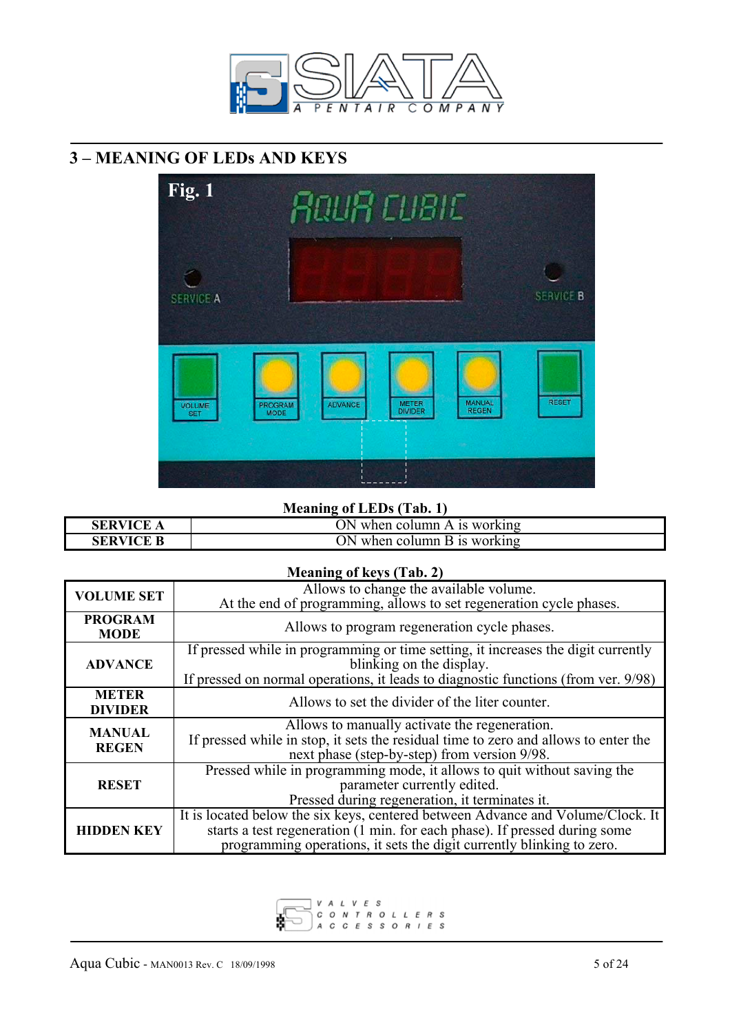## 3 – MEANING OF LEDs AND KEYS

Fig. 1

**Meaning of LEDs (Tab. 1)**

| | |
|---|---|
| **SERVICE A** | ON when column A is working |
| **SERVICE B** | ON when column B is working |

**Meaning of keys (Tab. 2)**

| | |
|---|---|
| **VOLUME SET** | Allows to change the available volume. At the end of programming, allows to set regeneration cycle phases. |
| **PROGRAM MODE** | Allows to program regeneration cycle phases. |
| **ADVANCE** | If pressed while in programming or time setting, it increases the digit currently blinking on the display. If pressed on normal operations, it leads to diagnostic functions (from ver. 9/98) |
| **METER DIVIDER** | Allows to set the divider of the liter counter. |
| **MANUAL REGEN** | Allows to manually activate the regeneration. If pressed while in stop, it sets the residual time to zero and allows to enter the next phase (step-by-step) from version 9/98. |
| **RESET** | Pressed while in programming mode, it allows to quit without saving the parameter currently edited. Pressed during regeneration, it terminates it. |
| **HIDDEN KEY** | It is located below the six keys, centered between Advance and Volume/Clock. It starts a test regeneration (1 min. for each phase). If pressed during some programming operations, it sets the digit currently blinking to zero. |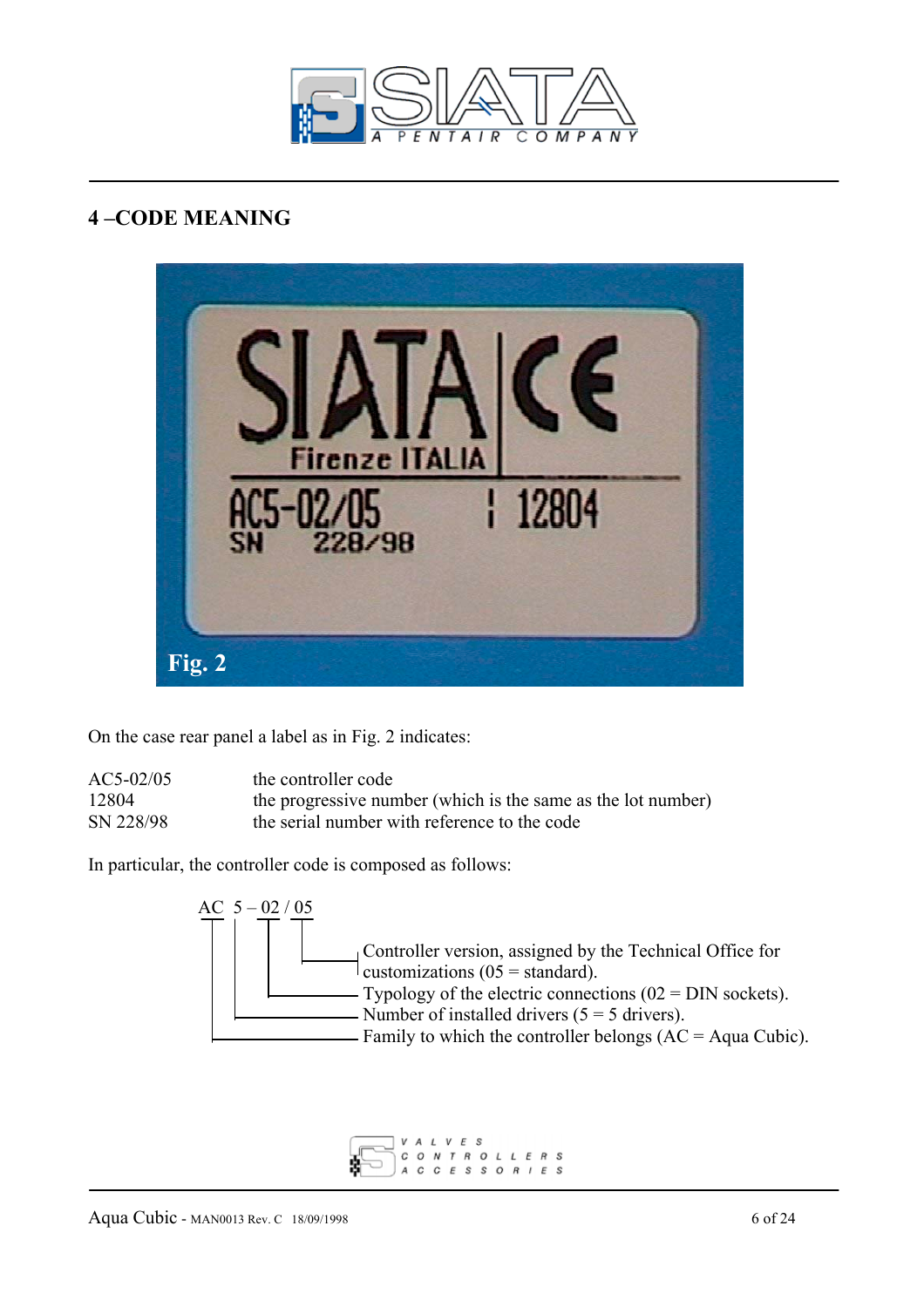## 4 –CODE MEANING

Fig. 2

On the case rear panel a label as in Fig. 2 indicates:

| | |
|---|---|
| AC5-02/05 | the controller code |
| 12804 | the progressive number (which is the same as the lot number) |
| SN 228/98 | the serial number with reference to the code |

In particular, the controller code is composed as follows:

AC 5 – 02 / 05

- 05: Controller version, assigned by the Technical Office for customizations (05 = standard).
- 02: Typology of the electric connections (02 = DIN sockets).
- 5: Number of installed drivers (5 = 5 drivers).
- AC: Family to which the controller belongs (AC = Aqua Cubic).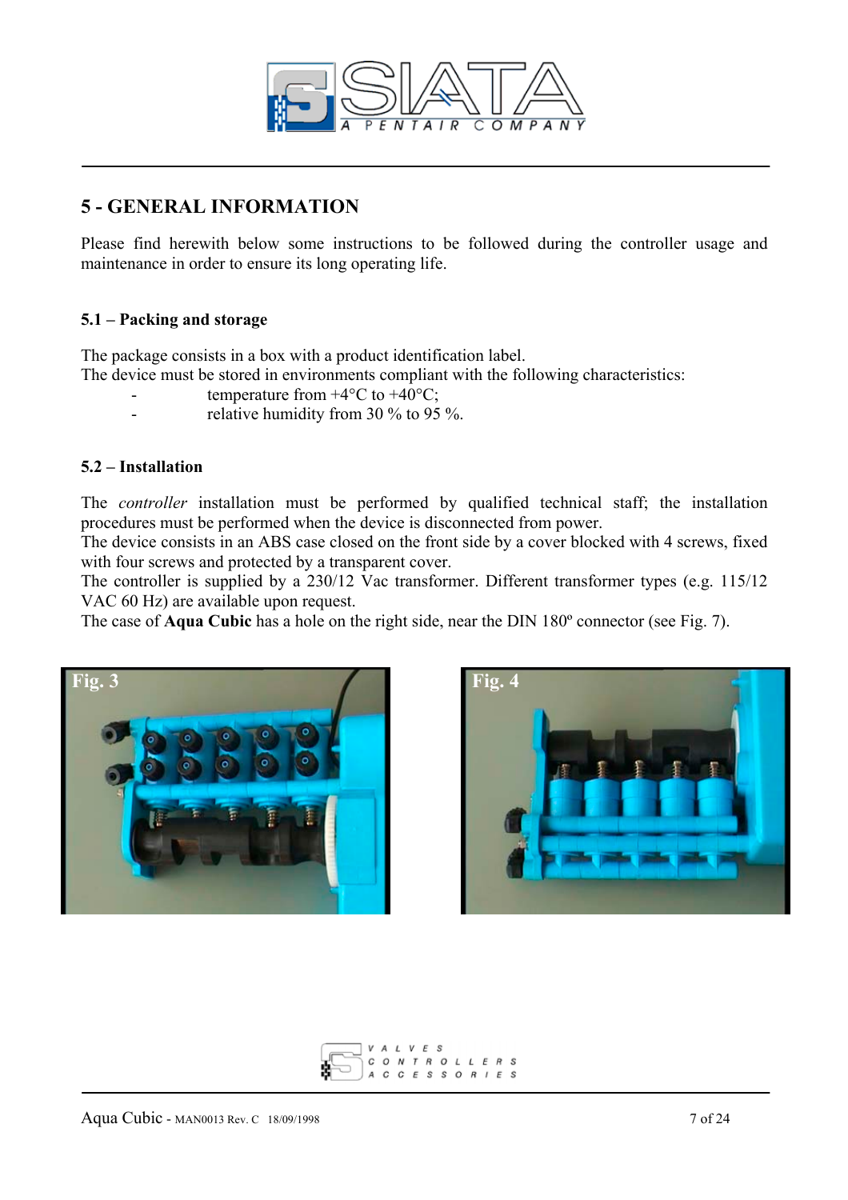## 5 - GENERAL INFORMATION

Please find herewith below some instructions to be followed during the controller usage and maintenance in order to ensure its long operating life.

### 5.1 – Packing and storage

The package consists in a box with a product identification label.
The device must be stored in environments compliant with the following characteristics:

- temperature from +4°C to +40°C;
- relative humidity from 30 % to 95 %.

### 5.2 – Installation

The *controller* installation must be performed by qualified technical staff; the installation procedures must be performed when the device is disconnected from power.
The device consists in an ABS case closed on the front side by a cover blocked with 4 screws, fixed with four screws and protected by a transparent cover.
The controller is supplied by a 230/12 Vac transformer. Different transformer types (e.g. 115/12 VAC 60 Hz) are available upon request.
The case of **Aqua Cubic** has a hole on the right side, near the DIN 180º connector (see Fig. 7).

Fig. 3

Fig. 4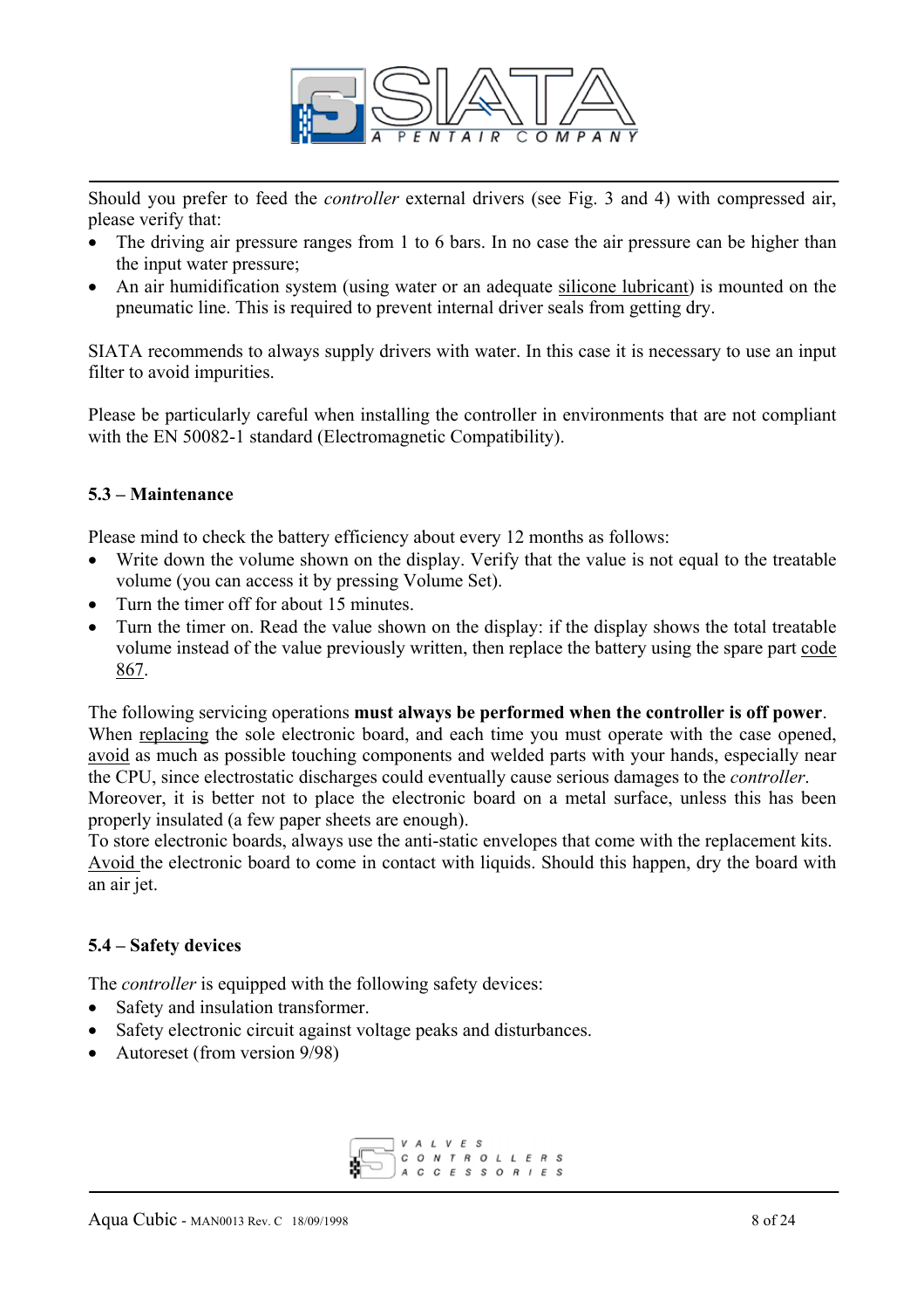Should you prefer to feed the *controller* external drivers (see Fig. 3 and 4) with compressed air, please verify that:

- The driving air pressure ranges from 1 to 6 bars. In no case the air pressure can be higher than the input water pressure;
- An air humidification system (using water or an adequate silicone lubricant) is mounted on the pneumatic line. This is required to prevent internal driver seals from getting dry.

SIATA recommends to always supply drivers with water. In this case it is necessary to use an input filter to avoid impurities.

Please be particularly careful when installing the controller in environments that are not compliant with the EN 50082-1 standard (Electromagnetic Compatibility).

### 5.3 – Maintenance

Please mind to check the battery efficiency about every 12 months as follows:

- Write down the volume shown on the display. Verify that the value is not equal to the treatable volume (you can access it by pressing Volume Set).
- Turn the timer off for about 15 minutes.
- Turn the timer on. Read the value shown on the display: if the display shows the total treatable volume instead of the value previously written, then replace the battery using the spare part code 867.

The following servicing operations **must always be performed when the controller is off power**.
When replacing the sole electronic board, and each time you must operate with the case opened, avoid as much as possible touching components and welded parts with your hands, especially near the CPU, since electrostatic discharges could eventually cause serious damages to the *controller*.
Moreover, it is better not to place the electronic board on a metal surface, unless this has been properly insulated (a few paper sheets are enough).
To store electronic boards, always use the anti-static envelopes that come with the replacement kits.
Avoid the electronic board to come in contact with liquids. Should this happen, dry the board with an air jet.

### 5.4 – Safety devices

The *controller* is equipped with the following safety devices:

- Safety and insulation transformer.
- Safety electronic circuit against voltage peaks and disturbances.
- Autoreset (from version 9/98)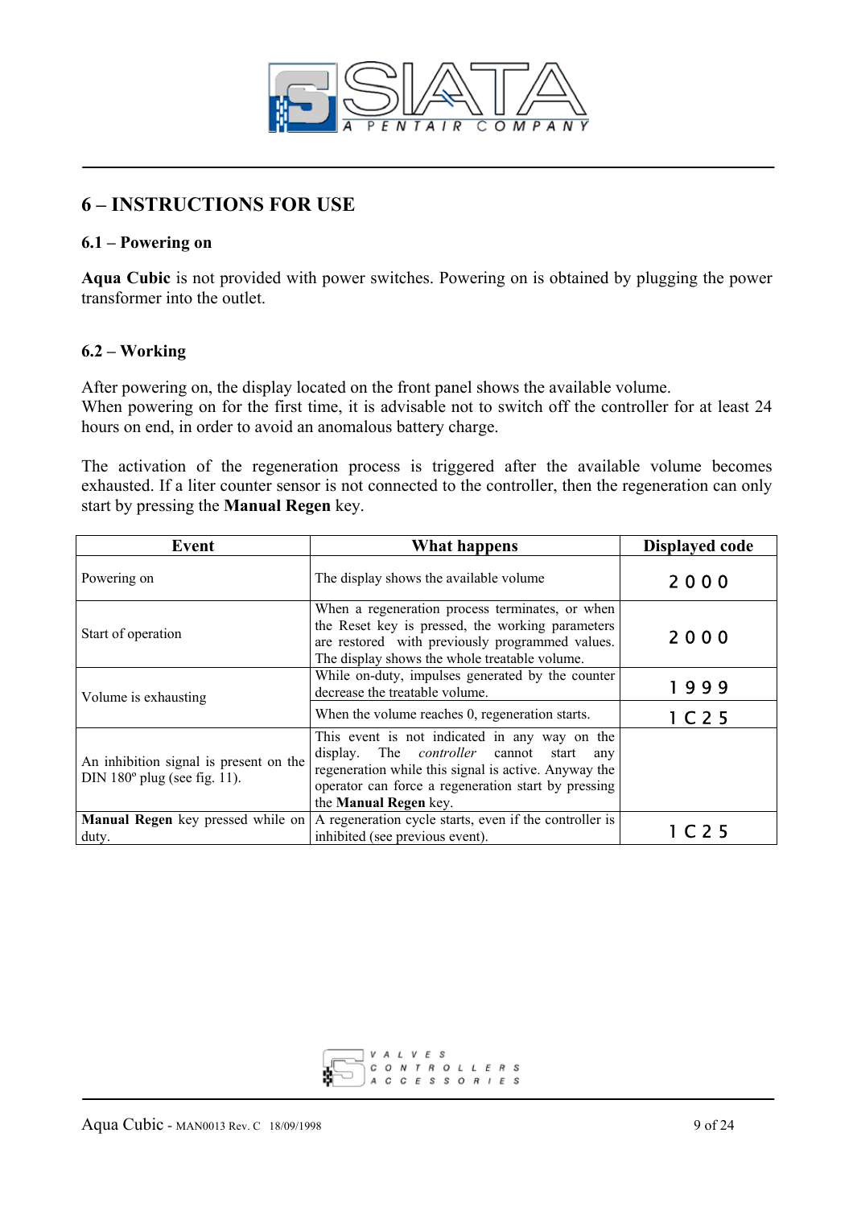## 6 – INSTRUCTIONS FOR USE

### 6.1 – Powering on

**Aqua Cubic** is not provided with power switches. Powering on is obtained by plugging the power transformer into the outlet.

### 6.2 – Working

After powering on, the display located on the front panel shows the available volume.
When powering on for the first time, it is advisable not to switch off the controller for at least 24 hours on end, in order to avoid an anomalous battery charge.

The activation of the regeneration process is triggered after the available volume becomes exhausted. If a liter counter sensor is not connected to the controller, then the regeneration can only start by pressing the **Manual Regen** key.

| Event | What happens | Displayed code |
|---|---|---|
| Powering on | The display shows the available volume | 2000 |
| Start of operation | When a regeneration process terminates, or when the Reset key is pressed, the working parameters are restored with previously programmed values. The display shows the whole treatable volume. | 2000 |
| Volume is exhausting | While on-duty, impulses generated by the counter decrease the treatable volume. | 1999 |
| | When the volume reaches 0, regeneration starts. | 1C25 |
| An inhibition signal is present on the DIN 180º plug (see fig. 11). | This event is not indicated in any way on the display. The *controller* cannot start any regeneration while this signal is active. Anyway the operator can force a regeneration start by pressing the **Manual Regen** key. | |
| **Manual Regen** key pressed while on duty. | A regeneration cycle starts, even if the controller is inhibited (see previous event). | 1C25 |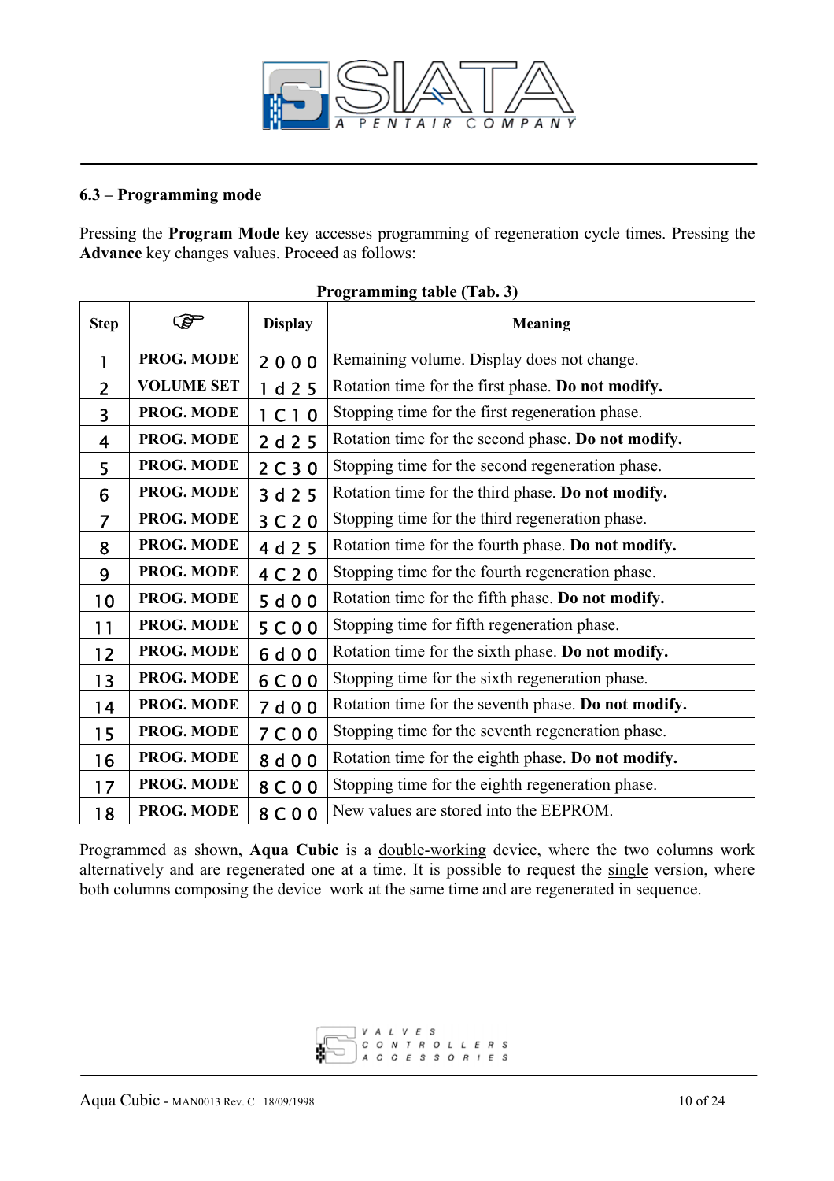## 6.3 – Programming mode

Pressing the **Program Mode** key accesses programming of regeneration cycle times. Pressing the **Advance** key changes values. Proceed as follows:

**Programming table (Tab. 3)**

| Step | ☞ | Display | Meaning |
|---|---|---|---|
| 1 | **PROG. MODE** | 2 0 0 0 | Remaining volume. Display does not change. |
| 2 | **VOLUME SET** | 1 d 2 5 | Rotation time for the first phase. **Do not modify.** |
| 3 | **PROG. MODE** | 1 C 1 0 | Stopping time for the first regeneration phase. |
| 4 | **PROG. MODE** | 2 d 2 5 | Rotation time for the second phase. **Do not modify.** |
| 5 | **PROG. MODE** | 2 C 3 0 | Stopping time for the second regeneration phase. |
| 6 | **PROG. MODE** | 3 d 2 5 | Rotation time for the third phase. **Do not modify.** |
| 7 | **PROG. MODE** | 3 C 2 0 | Stopping time for the third regeneration phase. |
| 8 | **PROG. MODE** | 4 d 2 5 | Rotation time for the fourth phase. **Do not modify.** |
| 9 | **PROG. MODE** | 4 C 2 0 | Stopping time for the fourth regeneration phase. |
| 10 | **PROG. MODE** | 5 d 0 0 | Rotation time for the fifth phase. **Do not modify.** |
| 11 | **PROG. MODE** | 5 C 0 0 | Stopping time for fifth regeneration phase. |
| 12 | **PROG. MODE** | 6 d 0 0 | Rotation time for the sixth phase. **Do not modify.** |
| 13 | **PROG. MODE** | 6 C 0 0 | Stopping time for the sixth regeneration phase. |
| 14 | **PROG. MODE** | 7 d 0 0 | Rotation time for the seventh phase. **Do not modify.** |
| 15 | **PROG. MODE** | 7 C 0 0 | Stopping time for the seventh regeneration phase. |
| 16 | **PROG. MODE** | 8 d 0 0 | Rotation time for the eighth phase. **Do not modify.** |
| 17 | **PROG. MODE** | 8 C 0 0 | Stopping time for the eighth regeneration phase. |
| 18 | **PROG. MODE** | 8 C 0 0 | New values are stored into the EEPROM. |

Programmed as shown, **Aqua Cubic** is a double-working device, where the two columns work alternatively and are regenerated one at a time. It is possible to request the single version, where both columns composing the device work at the same time and are regenerated in sequence.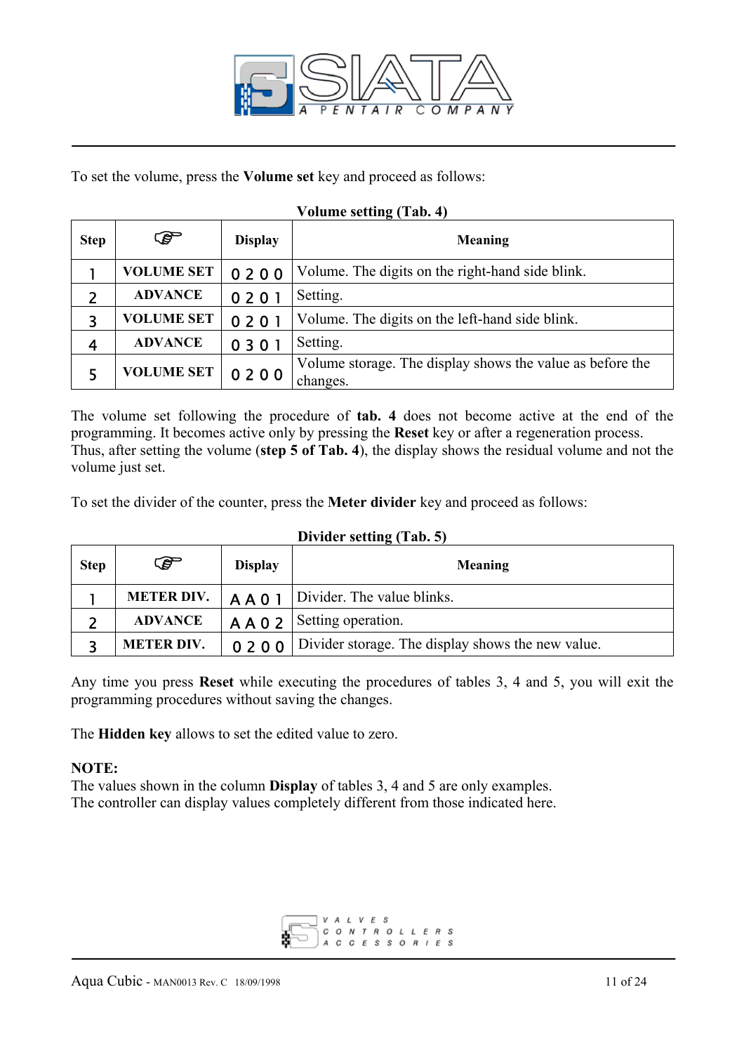To set the volume, press the **Volume set** key and proceed as follows:

**Volume setting (Tab. 4)**

| Step | ☞ | Display | Meaning |
|---|---|---|---|
| 1 | **VOLUME SET** | 0 2 0 0 | Volume. The digits on the right-hand side blink. |
| 2 | **ADVANCE** | 0 2 0 1 | Setting. |
| 3 | **VOLUME SET** | 0 2 0 1 | Volume. The digits on the left-hand side blink. |
| 4 | **ADVANCE** | 0 3 0 1 | Setting. |
| 5 | **VOLUME SET** | 0 2 0 0 | Volume storage. The display shows the value as before the changes. |

The volume set following the procedure of **tab. 4** does not become active at the end of the programming. It becomes active only by pressing the **Reset** key or after a regeneration process. Thus, after setting the volume (**step 5 of Tab. 4**), the display shows the residual volume and not the volume just set.

To set the divider of the counter, press the **Meter divider** key and proceed as follows:

**Divider setting (Tab. 5)**

| Step | ☞ | Display | Meaning |
|---|---|---|---|
| 1 | **METER DIV.** | A A 0 1 | Divider. The value blinks. |
| 2 | **ADVANCE** | A A 0 2 | Setting operation. |
| 3 | **METER DIV.** | 0 2 0 0 | Divider storage. The display shows the new value. |

Any time you press **Reset** while executing the procedures of tables 3, 4 and 5, you will exit the programming procedures without saving the changes.

The **Hidden key** allows to set the edited value to zero.

**NOTE:**
The values shown in the column **Display** of tables 3, 4 and 5 are only examples.
The controller can display values completely different from those indicated here.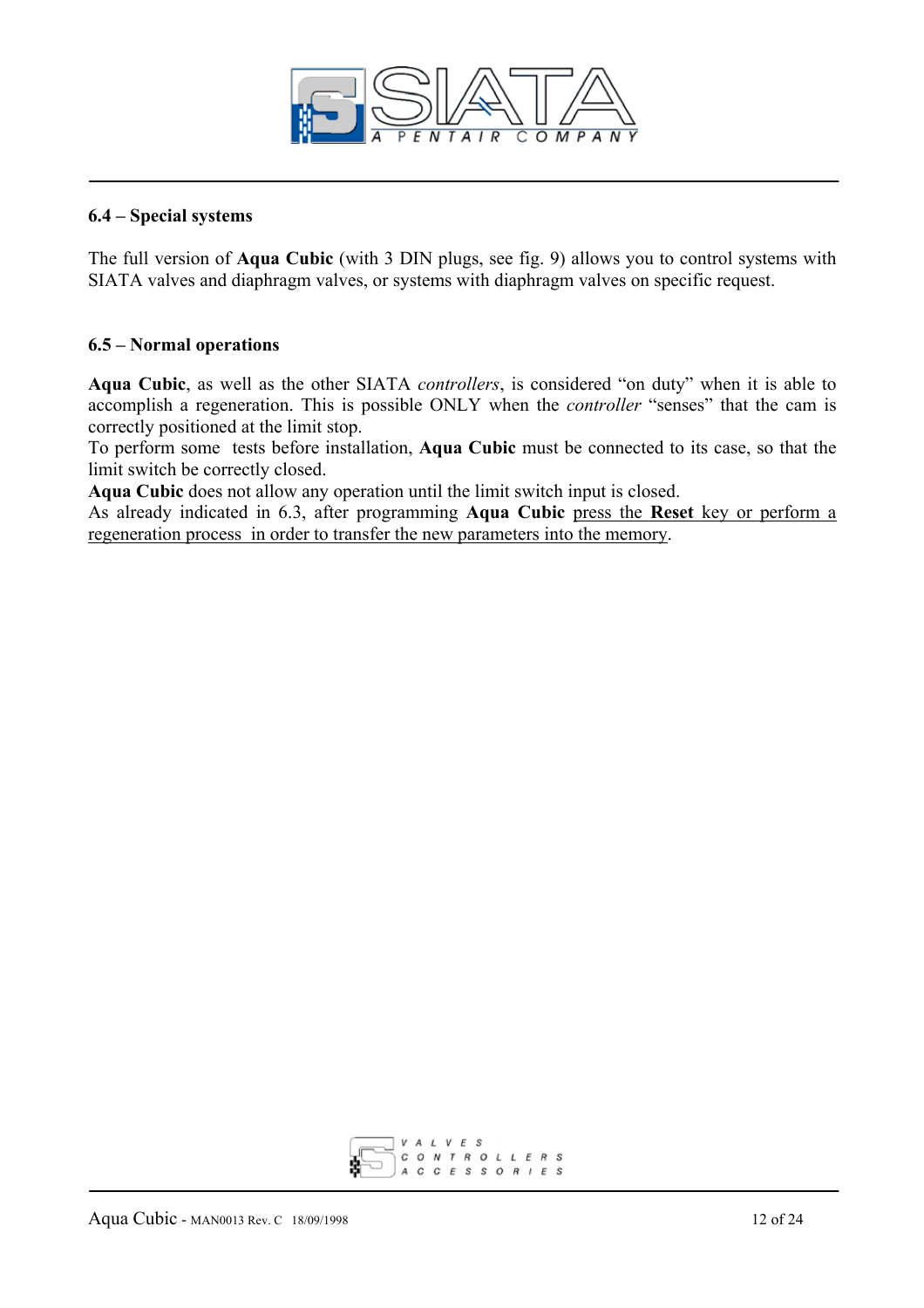## 6.4 – Special systems

The full version of **Aqua Cubic** (with 3 DIN plugs, see fig. 9) allows you to control systems with SIATA valves and diaphragm valves, or systems with diaphragm valves on specific request.

## 6.5 – Normal operations

**Aqua Cubic**, as well as the other SIATA *controllers*, is considered "on duty" when it is able to accomplish a regeneration. This is possible ONLY when the *controller* "senses" that the cam is correctly positioned at the limit stop.
To perform some tests before installation, **Aqua Cubic** must be connected to its case, so that the limit switch be correctly closed.
**Aqua Cubic** does not allow any operation until the limit switch input is closed.
As already indicated in 6.3, after programming **Aqua Cubic** <u>press the **Reset** key or perform a regeneration process in order to transfer the new parameters into the memory</u>.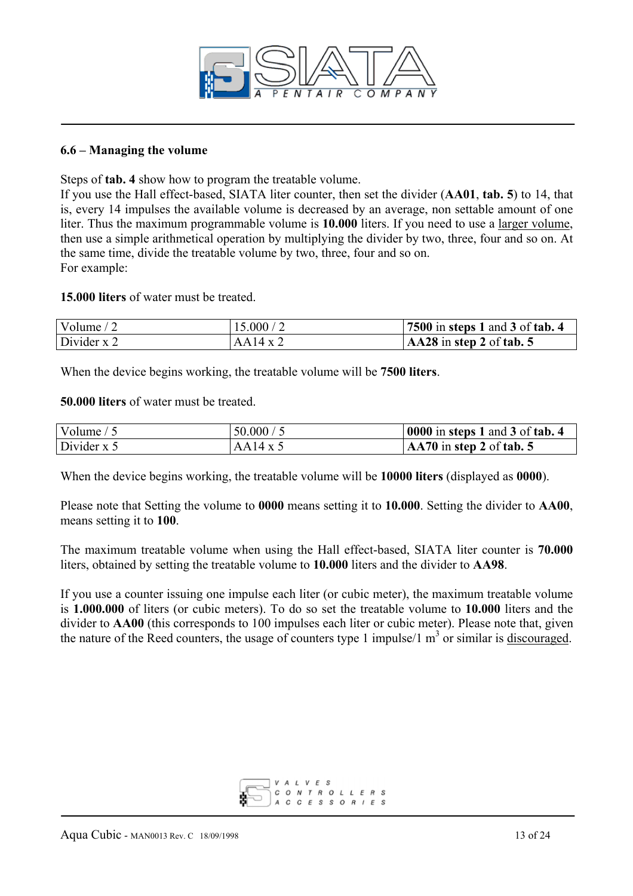## 6.6 – Managing the volume

Steps of **tab. 4** show how to program the treatable volume.
If you use the Hall effect-based, SIATA liter counter, then set the divider (**AA01**, **tab. 5**) to 14, that is, every 14 impulses the available volume is decreased by an average, non settable amount of one liter. Thus the maximum programmable volume is **10.000** liters. If you need to use a larger volume, then use a simple arithmetical operation by multiplying the divider by two, three, four and so on. At the same time, divide the treatable volume by two, three, four and so on.
For example:

**15.000 liters** of water must be treated.

| Volume / 2 | 15.000 / 2 | **7500** in **steps 1** and **3** of **tab. 4** |
|---|---|---|
| Divider x 2 | AA14 x 2 | **AA28** in **step 2** of **tab. 5** |

When the device begins working, the treatable volume will be **7500 liters**.

**50.000 liters** of water must be treated.

| Volume / 5 | 50.000 / 5 | **0000** in **steps 1** and **3** of **tab. 4** |
|---|---|---|
| Divider x 5 | AA14 x 5 | **AA70** in **step 2** of **tab. 5** |

When the device begins working, the treatable volume will be **10000 liters** (displayed as **0000**).

Please note that Setting the volume to **0000** means setting it to **10.000**. Setting the divider to **AA00**, means setting it to **100**.

The maximum treatable volume when using the Hall effect-based, SIATA liter counter is **70.000** liters, obtained by setting the treatable volume to **10.000** liters and the divider to **AA98**.

If you use a counter issuing one impulse each liter (or cubic meter), the maximum treatable volume is **1.000.000** of liters (or cubic meters). To do so set the treatable volume to **10.000** liters and the divider to **AA00** (this corresponds to 100 impulses each liter or cubic meter). Please note that, given the nature of the Reed counters, the usage of counters type 1 impulse/1 $m^3$ or similar is discouraged.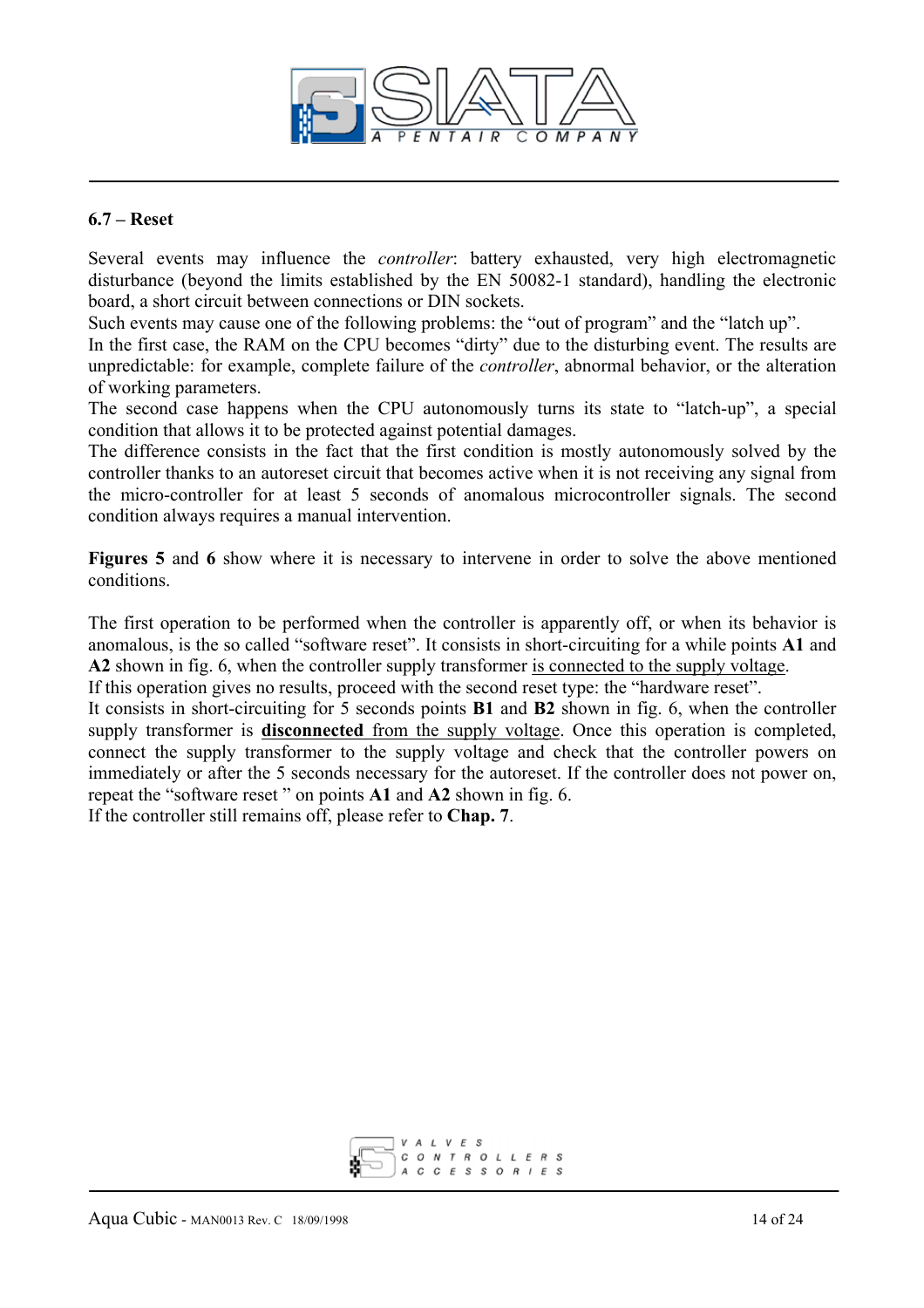## 6.7 – Reset

Several events may influence the *controller*: battery exhausted, very high electromagnetic disturbance (beyond the limits established by the EN 50082-1 standard), handling the electronic board, a short circuit between connections or DIN sockets.
Such events may cause one of the following problems: the "out of program" and the "latch up".
In the first case, the RAM on the CPU becomes "dirty" due to the disturbing event. The results are unpredictable: for example, complete failure of the *controller*, abnormal behavior, or the alteration of working parameters.
The second case happens when the CPU autonomously turns its state to "latch-up", a special condition that allows it to be protected against potential damages.
The difference consists in the fact that the first condition is mostly autonomously solved by the controller thanks to an autoreset circuit that becomes active when it is not receiving any signal from the micro-controller for at least 5 seconds of anomalous microcontroller signals. The second condition always requires a manual intervention.

**Figures 5** and **6** show where it is necessary to intervene in order to solve the above mentioned conditions.

The first operation to be performed when the controller is apparently off, or when its behavior is anomalous, is the so called "software reset". It consists in short-circuiting for a while points **A1** and **A2** shown in fig. 6, when the controller supply transformer <u>is connected to the supply voltage</u>.
If this operation gives no results, proceed with the second reset type: the "hardware reset".
It consists in short-circuiting for 5 seconds points **B1** and **B2** shown in fig. 6, when the controller supply transformer is <u>**disconnected** from the supply voltage</u>. Once this operation is completed, connect the supply transformer to the supply voltage and check that the controller powers on immediately or after the 5 seconds necessary for the autoreset. If the controller does not power on, repeat the "software reset " on points **A1** and **A2** shown in fig. 6.
If the controller still remains off, please refer to **Chap. 7**.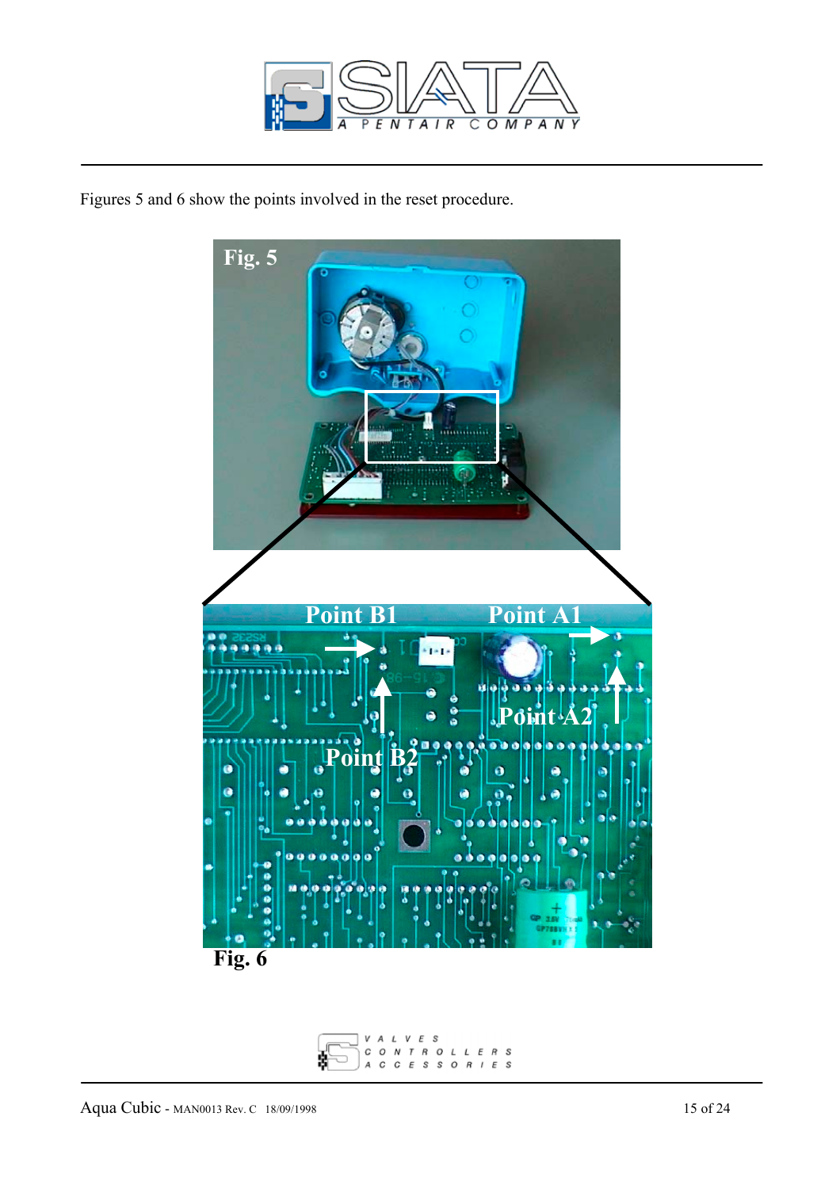Figures 5 and 6 show the points involved in the reset procedure.

Fig. 5

Point B1 Point A1

Point A2

Point B2

Fig. 6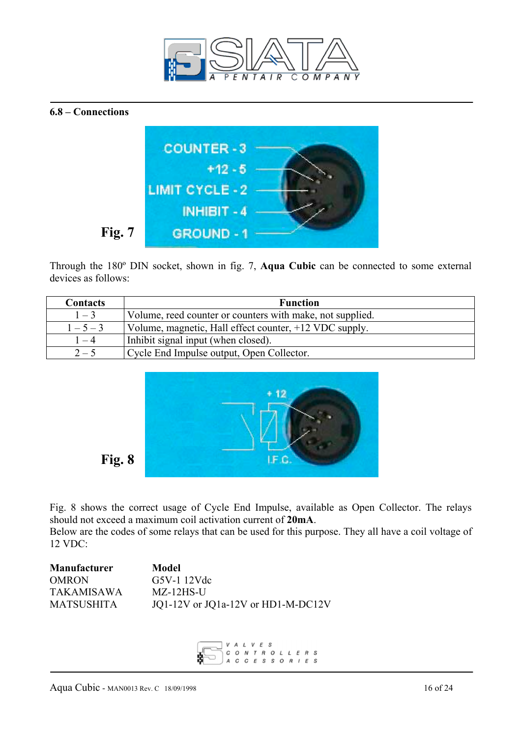## 6.8 – Connections

Fig. 7

Through the 180º DIN socket, shown in fig. 7, **Aqua Cubic** can be connected to some external devices as follows:

| Contacts | Function |
|---|---|
| 1 – 3 | Volume, reed counter or counters with make, not supplied. |
| 1 – 5 – 3 | Volume, magnetic, Hall effect counter, +12 VDC supply. |
| 1 – 4 | Inhibit signal input (when closed). |
| 2 – 5 | Cycle End Impulse output, Open Collector. |

Fig. 8

Fig. 8 shows the correct usage of Cycle End Impulse, available as Open Collector. The relays should not exceed a maximum coil activation current of **20mA**.
Below are the codes of some relays that can be used for this purpose. They all have a coil voltage of 12 VDC:

| **Manufacturer** | **Model** |
|---|---|
| OMRON | G5V-1 12Vdc |
| TAKAMISAWA | MZ-12HS-U |
| MATSUSHITA | JQ1-12V or JQ1a-12V or HD1-M-DC12V |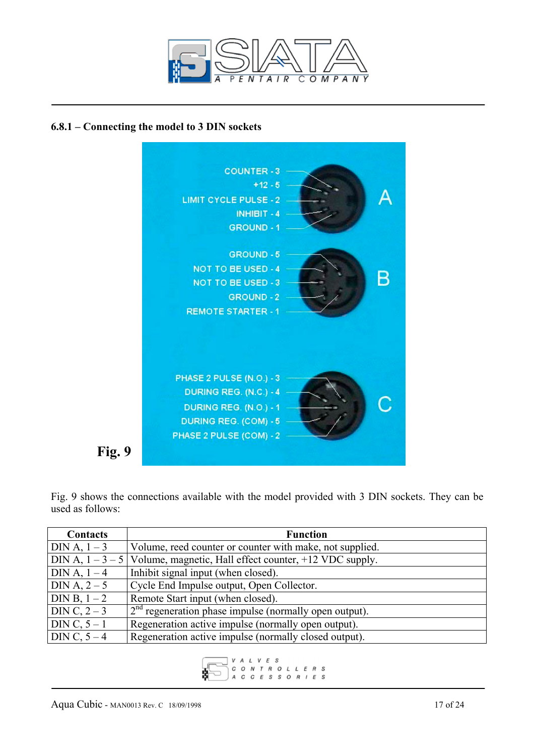### 6.8.1 – Connecting the model to 3 DIN sockets

COUNTER - 3
+12 - 5
LIMIT CYCLE PULSE - 2
INHIBIT - 4
GROUND - 1

A

GROUND - 5
NOT TO BE USED - 4
NOT TO BE USED - 3
GROUND - 2
REMOTE STARTER - 1

B

PHASE 2 PULSE (N.O.) - 3
DURING REG. (N.C.) - 4
DURING REG. (N.O.) - 1
DURING REG. (COM) - 5
PHASE 2 PULSE (COM) - 2

C

**Fig. 9**

Fig. 9 shows the connections available with the model provided with 3 DIN sockets. They can be used as follows:

| Contacts | Function |
|---|---|
| DIN A, 1 – 3 | Volume, reed counter or counter with make, not supplied. |
| DIN A, 1 – 3 – 5 | Volume, magnetic, Hall effect counter, +12 VDC supply. |
| DIN A, 1 – 4 | Inhibit signal input (when closed). |
| DIN A, 2 – 5 | Cycle End Impulse output, Open Collector. |
| DIN B, 1 – 2 | Remote Start input (when closed). |
| DIN C, 2 – 3 | 2nd regeneration phase impulse (normally open output). |
| DIN C, 5 – 1 | Regeneration active impulse (normally open output). |
| DIN C, 5 – 4 | Regeneration active impulse (normally closed output). |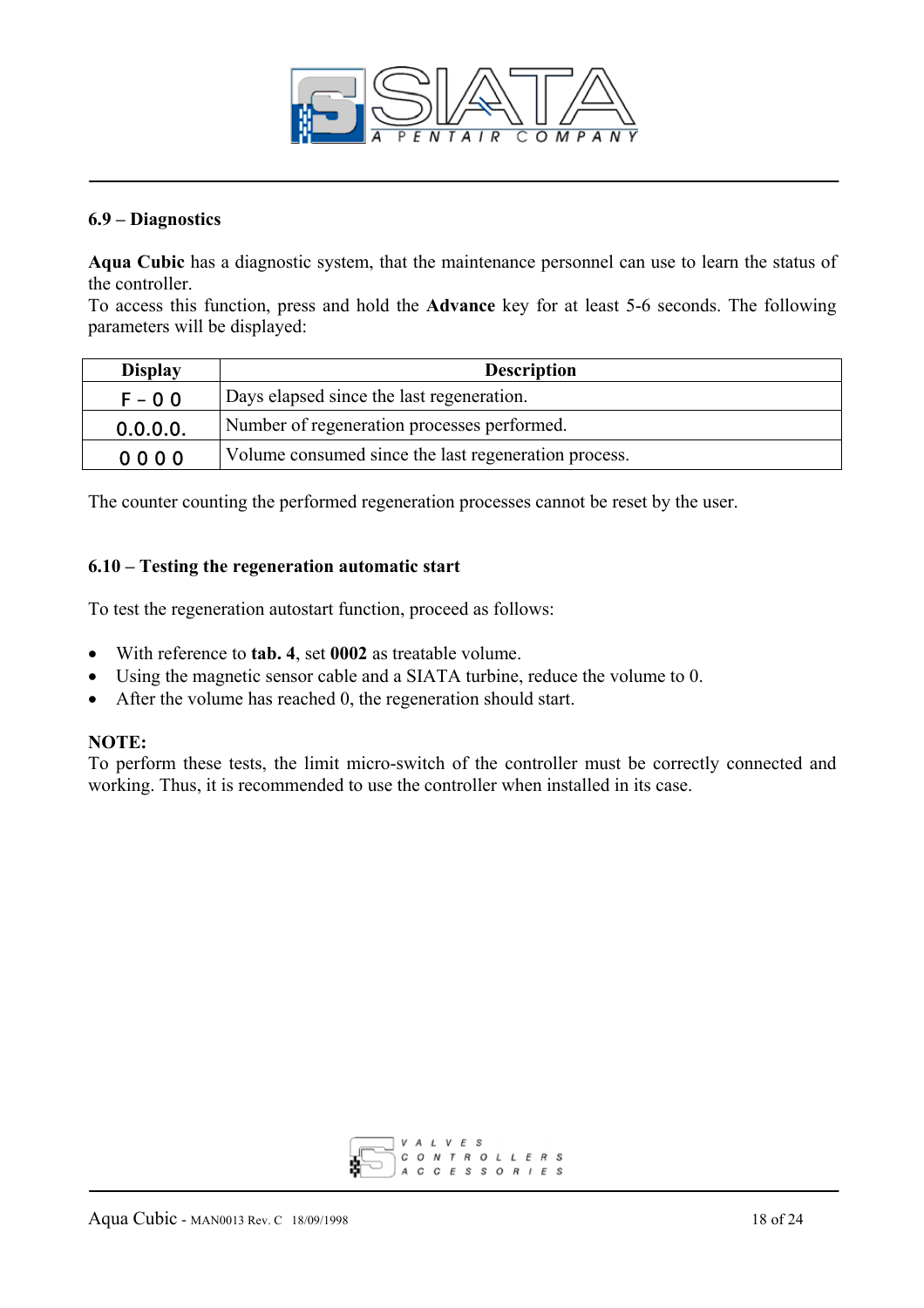### 6.9 – Diagnostics

**Aqua Cubic** has a diagnostic system, that the maintenance personnel can use to learn the status of the controller.
To access this function, press and hold the **Advance** key for at least 5-6 seconds. The following parameters will be displayed:

| Display | Description |
|---|---|
| F - 0 0 | Days elapsed since the last regeneration. |
| 0.0.0.0. | Number of regeneration processes performed. |
| 0 0 0 0 | Volume consumed since the last regeneration process. |

The counter counting the performed regeneration processes cannot be reset by the user.

### 6.10 – Testing the regeneration automatic start

To test the regeneration autostart function, proceed as follows:

- With reference to **tab. 4**, set **0002** as treatable volume.
- Using the magnetic sensor cable and a SIATA turbine, reduce the volume to 0.
- After the volume has reached 0, the regeneration should start.

**NOTE:**
To perform these tests, the limit micro-switch of the controller must be correctly connected and working. Thus, it is recommended to use the controller when installed in its case.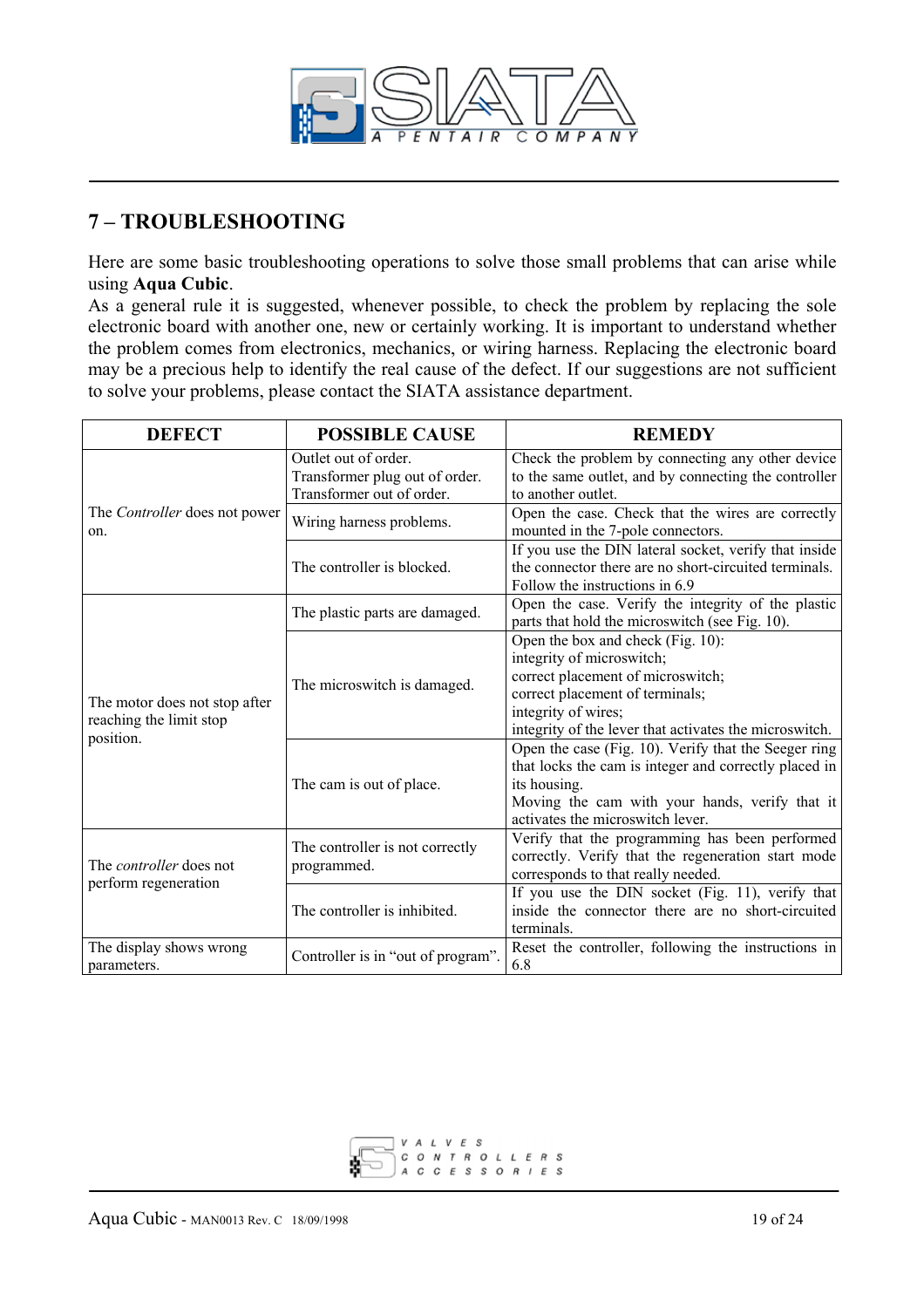## 7 – TROUBLESHOOTING

Here are some basic troubleshooting operations to solve those small problems that can arise while using **Aqua Cubic**.
As a general rule it is suggested, whenever possible, to check the problem by replacing the sole electronic board with another one, new or certainly working. It is important to understand whether the problem comes from electronics, mechanics, or wiring harness. Replacing the electronic board may be a precious help to identify the real cause of the defect. If our suggestions are not sufficient to solve your problems, please contact the SIATA assistance department.

| DEFECT | POSSIBLE CAUSE | REMEDY |
|---|---|---|
| The *Controller* does not power on. | Outlet out of order.<br>Transformer plug out of order.<br>Transformer out of order. | Check the problem by connecting any other device to the same outlet, and by connecting the controller to another outlet. |
| | Wiring harness problems. | Open the case. Check that the wires are correctly mounted in the 7-pole connectors. |
| | The controller is blocked. | If you use the DIN lateral socket, verify that inside the connector there are no short-circuited terminals.<br>Follow the instructions in 6.9 |
| The motor does not stop after reaching the limit stop position. | The plastic parts are damaged. | Open the case. Verify the integrity of the plastic parts that hold the microswitch (see Fig. 10). |
| | The microswitch is damaged. | Open the box and check (Fig. 10):<br>integrity of microswitch;<br>correct placement of microswitch;<br>correct placement of terminals;<br>integrity of wires;<br>integrity of the lever that activates the microswitch. |
| | The cam is out of place. | Open the case (Fig. 10). Verify that the Seeger ring that locks the cam is integer and correctly placed in its housing.<br>Moving the cam with your hands, verify that it activates the microswitch lever. |
| The *controller* does not perform regeneration | The controller is not correctly programmed. | Verify that the programming has been performed correctly. Verify that the regeneration start mode corresponds to that really needed. |
| | The controller is inhibited. | If you use the DIN socket (Fig. 11), verify that inside the connector there are no short-circuited terminals. |
| The display shows wrong parameters. | Controller is in "out of program". | Reset the controller, following the instructions in 6.8 |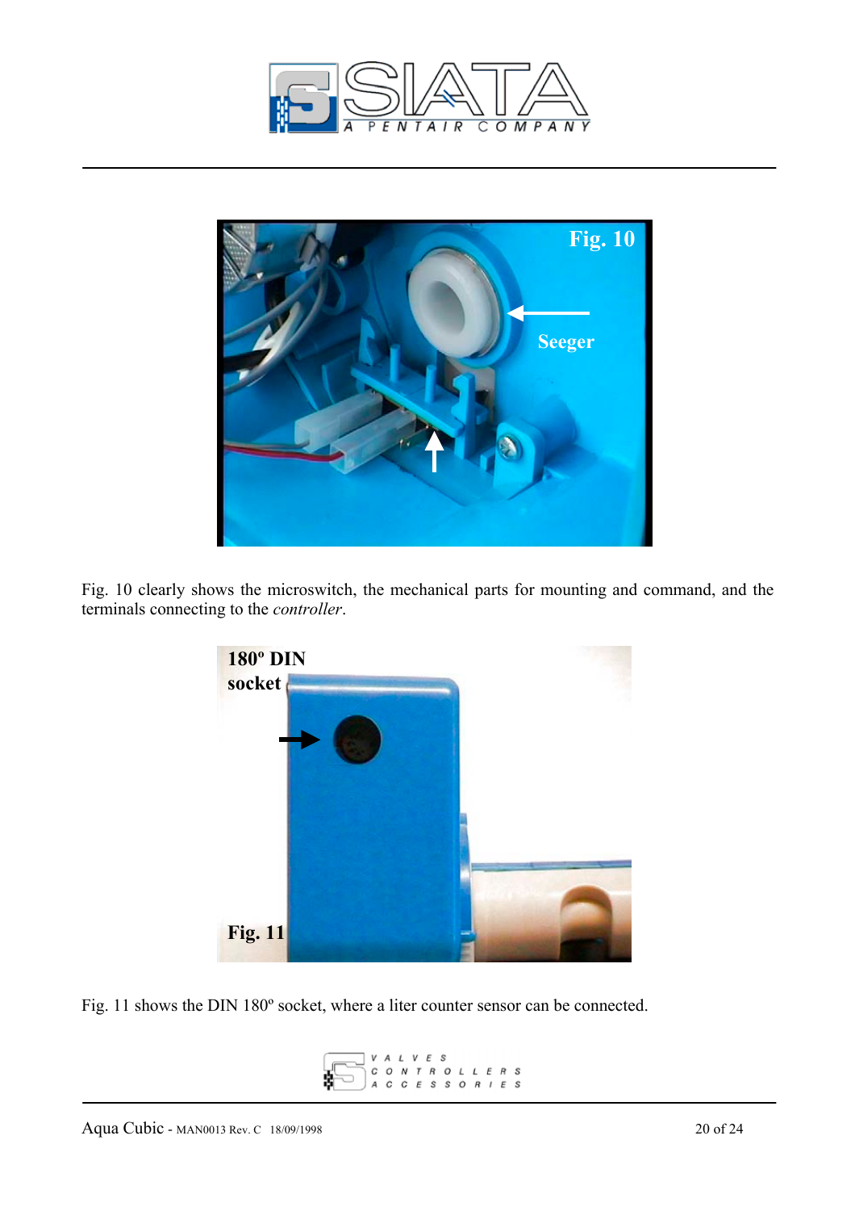Fig. 10 clearly shows the microswitch, the mechanical parts for mounting and command, and the terminals connecting to the *controller*.

Fig. 11 shows the DIN 180º socket, where a liter counter sensor can be connected.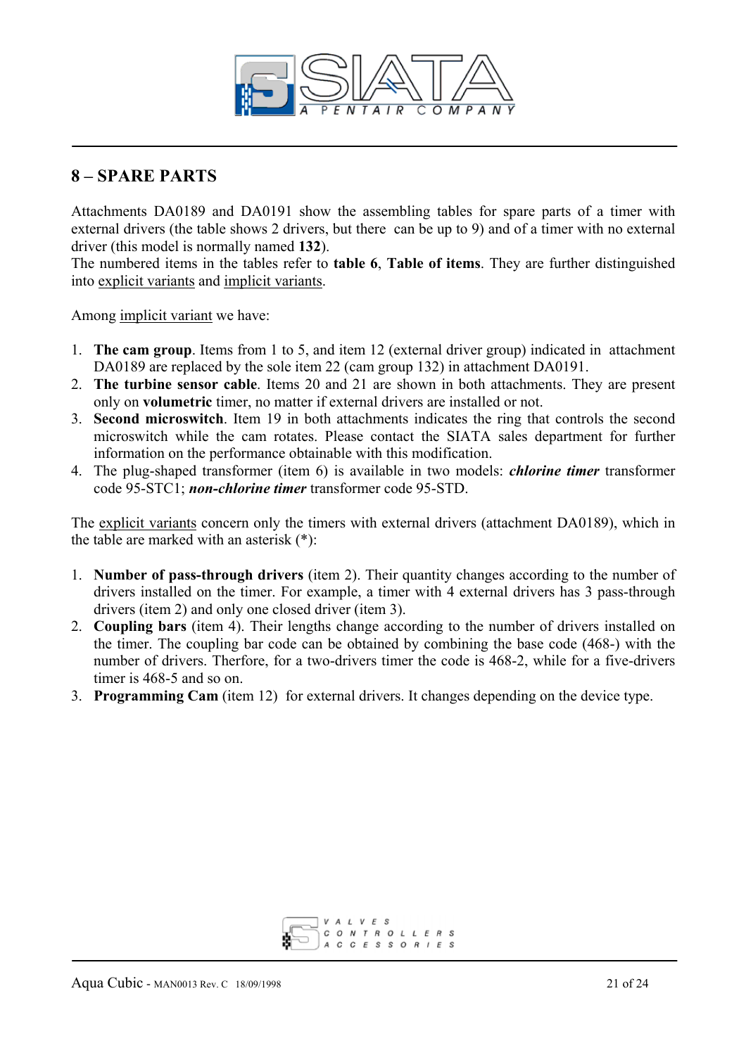## 8 – SPARE PARTS

Attachments DA0189 and DA0191 show the assembling tables for spare parts of a timer with external drivers (the table shows 2 drivers, but there can be up to 9) and of a timer with no external driver (this model is normally named **132**).
The numbered items in the tables refer to **table 6**, **Table of items**. They are further distinguished into explicit variants and implicit variants.

Among implicit variant we have:

1. **The cam group**. Items from 1 to 5, and item 12 (external driver group) indicated in attachment DA0189 are replaced by the sole item 22 (cam group 132) in attachment DA0191.
2. **The turbine sensor cable**. Items 20 and 21 are shown in both attachments. They are present only on **volumetric** timer, no matter if external drivers are installed or not.
3. **Second microswitch**. Item 19 in both attachments indicates the ring that controls the second microswitch while the cam rotates. Please contact the SIATA sales department for further information on the performance obtainable with this modification.
4. The plug-shaped transformer (item 6) is available in two models: ***chlorine timer*** transformer code 95-STC1; ***non-chlorine timer*** transformer code 95-STD.

The explicit variants concern only the timers with external drivers (attachment DA0189), which in the table are marked with an asterisk (*):

1. **Number of pass-through drivers** (item 2). Their quantity changes according to the number of drivers installed on the timer. For example, a timer with 4 external drivers has 3 pass-through drivers (item 2) and only one closed driver (item 3).
2. **Coupling bars** (item 4). Their lengths change according to the number of drivers installed on the timer. The coupling bar code can be obtained by combining the base code (468-) with the number of drivers. Therfore, for a two-drivers timer the code is 468-2, while for a five-drivers timer is 468-5 and so on.
3. **Programming Cam** (item 12) for external drivers. It changes depending on the device type.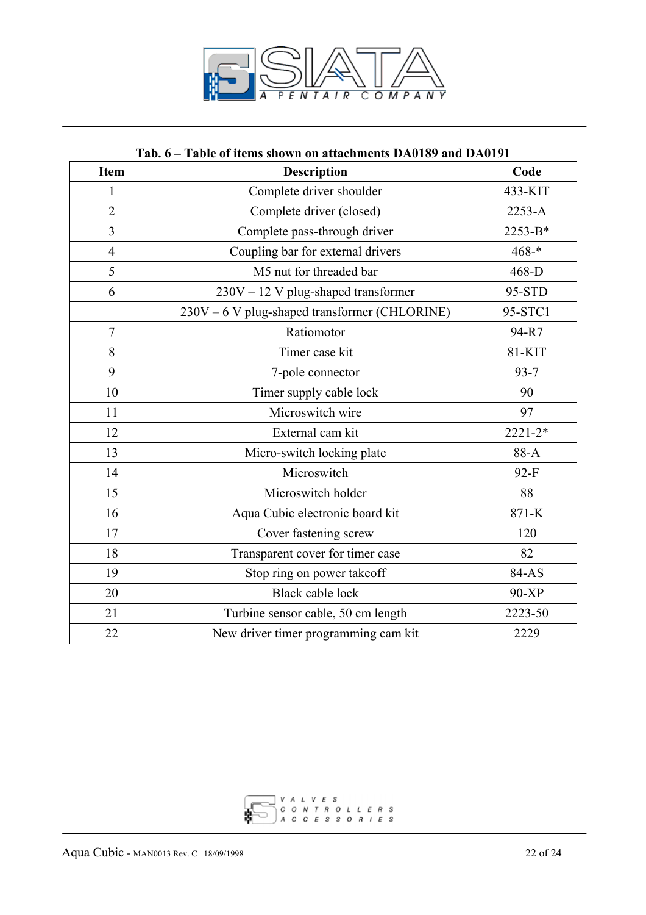**Tab. 6 – Table of items shown on attachments DA0189 and DA0191**

| Item | Description | Code |
|---|---|---|
| 1 | Complete driver shoulder | 433-KIT |
| 2 | Complete driver (closed) | 2253-A |
| 3 | Complete pass-through driver | 2253-B* |
| 4 | Coupling bar for external drivers | 468-* |
| 5 | M5 nut for threaded bar | 468-D |
| 6 | 230V – 12 V plug-shaped transformer | 95-STD |
| | 230V – 6 V plug-shaped transformer (CHLORINE) | 95-STC1 |
| 7 | Ratiomotor | 94-R7 |
| 8 | Timer case kit | 81-KIT |
| 9 | 7-pole connector | 93-7 |
| 10 | Timer supply cable lock | 90 |
| 11 | Microswitch wire | 97 |
| 12 | External cam kit | 2221-2* |
| 13 | Micro-switch locking plate | 88-A |
| 14 | Microswitch | 92-F |
| 15 | Microswitch holder | 88 |
| 16 | Aqua Cubic electronic board kit | 871-K |
| 17 | Cover fastening screw | 120 |
| 18 | Transparent cover for timer case | 82 |
| 19 | Stop ring on power takeoff | 84-AS |
| 20 | Black cable lock | 90-XP |
| 21 | Turbine sensor cable, 50 cm length | 2223-50 |
| 22 | New driver timer programming cam kit | 2229 |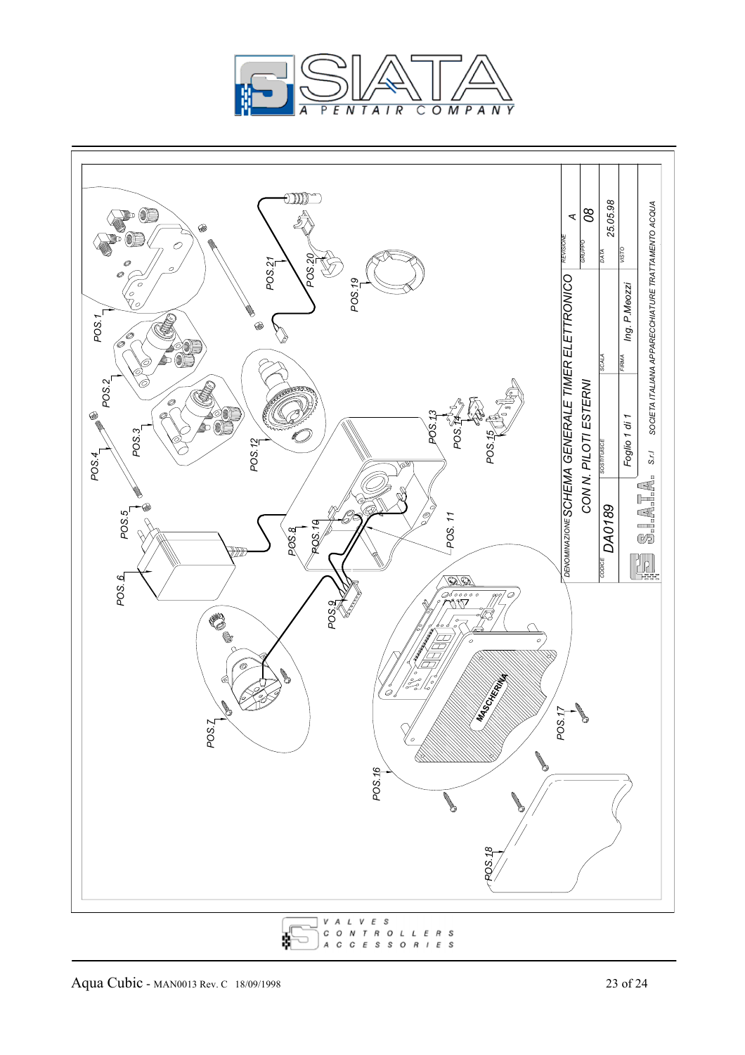POS.1

POS.2

POS.3

POS.4

POS.5

POS.6

POS.7

POS.8

POS.9

POS.10

POS.11

POS.12

POS.13

POS.14

POS.15

POS.16

POS.17

POS.18

POS.19

POS.20

POS.21

MASCHERINA

| DENOMINAZIONE | SCHEMA GENERALE TIMER ELETTRONICO CON N. PILOTI ESTERNI | REVISIONE | A |
|---|---|---|---|
| | | GRUPPO | 08 |
| CODICE | DA0189 | SOSTITUISCE | |
| SCALA | | DATA | 25.05.98 |
| | Foglio 1 di 1 | FIRMA | Ing. P.Meozzi |
| | | VISTO | |

SIATA S.r.l SOCIETA ITALIANA APPARECCHIATURE TRATTAMENTO ACQUA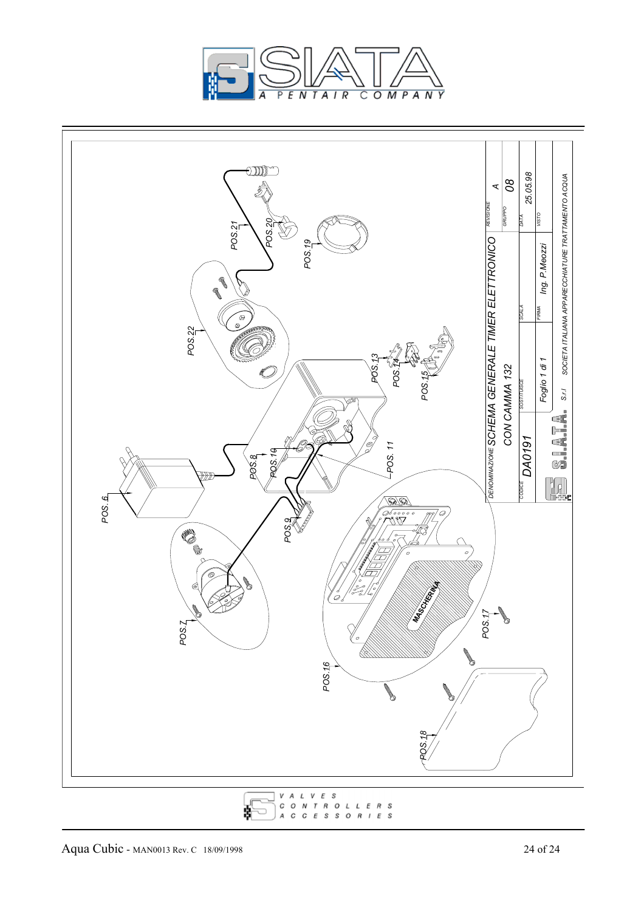POS. 6

POS.7

POS.8

POS.9

POS.10

POS. 11

POS.13

POS.14

POS.15

POS.16

POS.17

POS.18

POS.19

POS.20

POS.21

POS.22

MASCHERINA

| | | |
|---|---|---|
| DENOMINAZIONE SCHEMA GENERALE TIMER ELETTRONICO CON CAMMA 132 | REVISIONE | A |
| | GRUPPO | 08 |
| CODICE DA0191 | SOSTITUISCE | SCALA | DATA 25.05.98 |
| | Foglio 1 di 1 | FIRMA Ing. P.Meozzi | VISTO |
| SIATA S.r.l SOCIETA ITALIANA APPARECCHIATURE TRATTAMENTO ACQUA | | |

VALVES CONTROLLERS ACCESSORIES

Aqua Cubic - MAN0013 Rev. C 18/09/1998